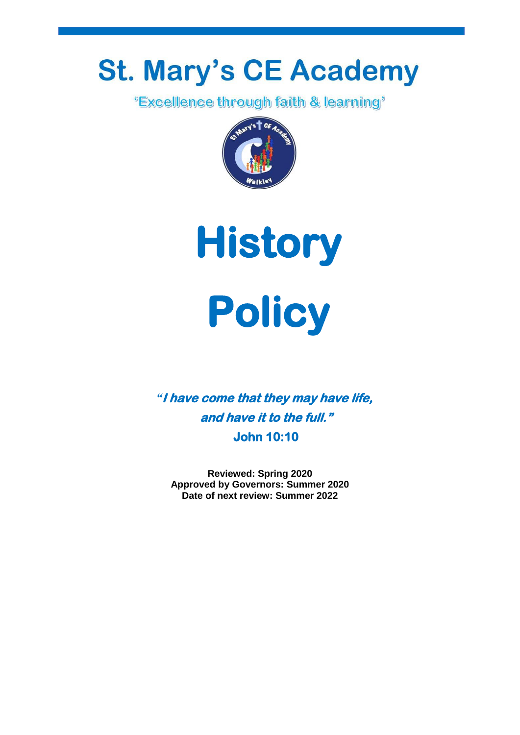# St. Mary's CE Academy

'Excellence through faith & learning'

# History Policy

***"I have come that they may have life, and have it to the full."***

**John 10:10**

**Reviewed: Spring 2020**
**Approved by Governors: Summer 2020**
**Date of next review: Summer 2022**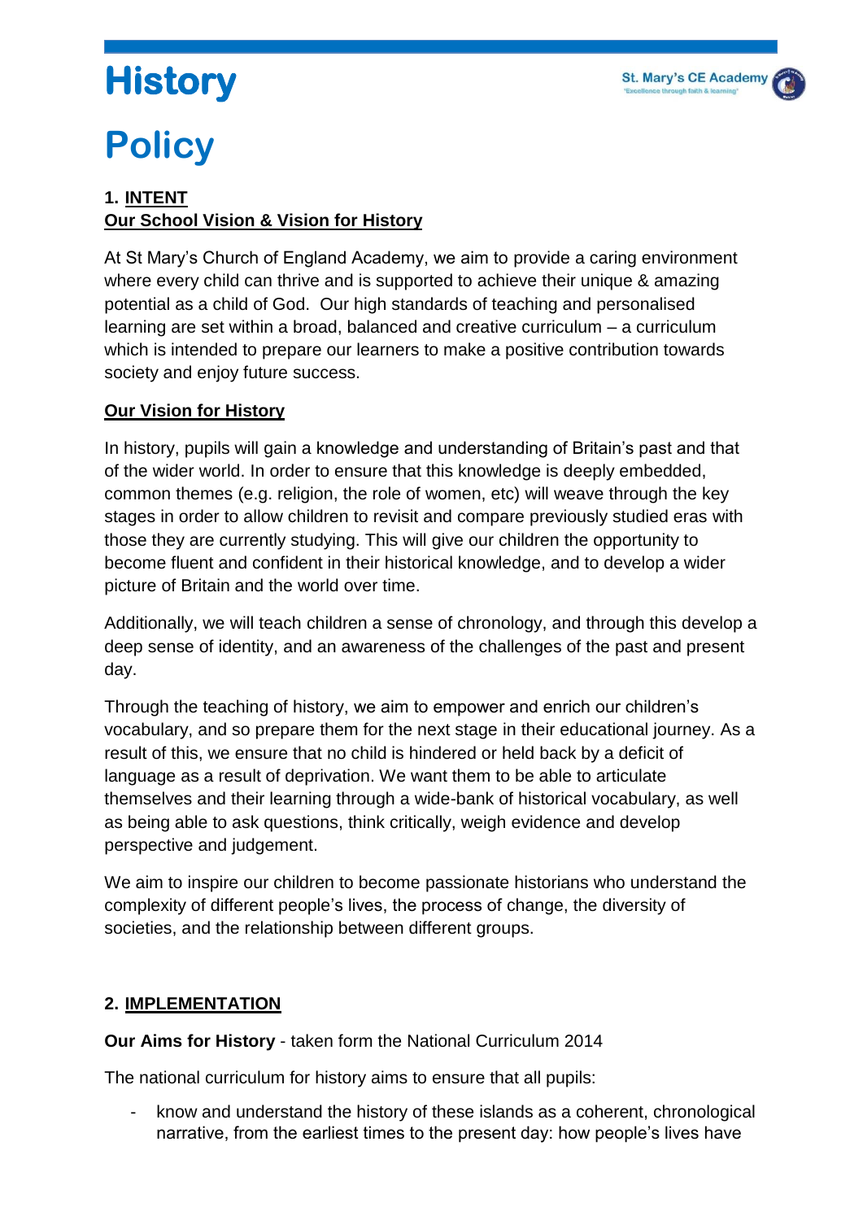// History

# Policy

## 1. INTENT

**Our School Vision & Vision for History**

At St Mary's Church of England Academy, we aim to provide a caring environment where every child can thrive and is supported to achieve their unique & amazing potential as a child of God. Our high standards of teaching and personalised learning are set within a broad, balanced and creative curriculum – a curriculum which is intended to prepare our learners to make a positive contribution towards society and enjoy future success.

**Our Vision for History**

In history, pupils will gain a knowledge and understanding of Britain's past and that of the wider world. In order to ensure that this knowledge is deeply embedded, common themes (e.g. religion, the role of women, etc) will weave through the key stages in order to allow children to revisit and compare previously studied eras with those they are currently studying. This will give our children the opportunity to become fluent and confident in their historical knowledge, and to develop a wider picture of Britain and the world over time.

Additionally, we will teach children a sense of chronology, and through this develop a deep sense of identity, and an awareness of the challenges of the past and present day.

Through the teaching of history, we aim to empower and enrich our children's vocabulary, and so prepare them for the next stage in their educational journey. As a result of this, we ensure that no child is hindered or held back by a deficit of language as a result of deprivation. We want them to be able to articulate themselves and their learning through a wide-bank of historical vocabulary, as well as being able to ask questions, think critically, weigh evidence and develop perspective and judgement.

We aim to inspire our children to become passionate historians who understand the complexity of different people's lives, the process of change, the diversity of societies, and the relationship between different groups.

## 2. IMPLEMENTATION

**Our Aims for History** - taken form the National Curriculum 2014

The national curriculum for history aims to ensure that all pupils:

- know and understand the history of these islands as a coherent, chronological narrative, from the earliest times to the present day: how people's lives have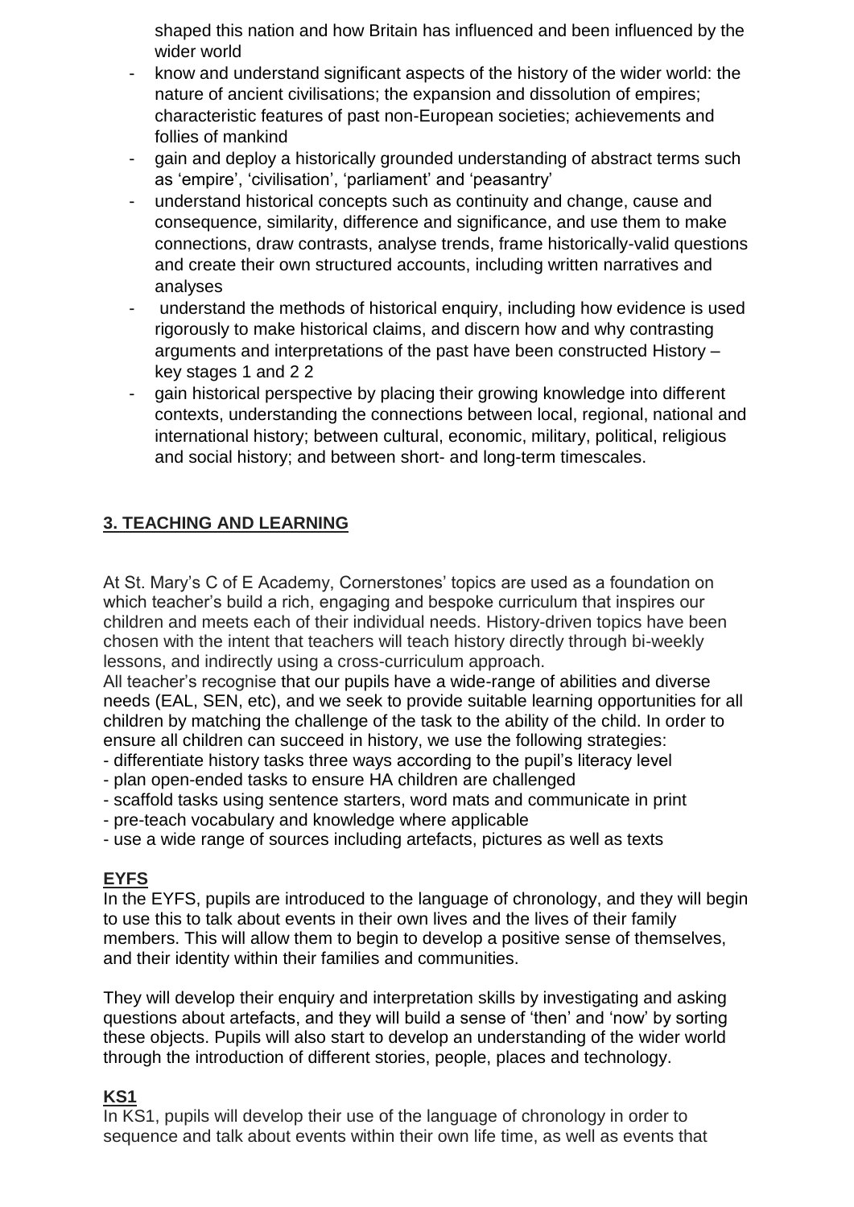shaped this nation and how Britain has influenced and been influenced by the wider world

- know and understand significant aspects of the history of the wider world: the nature of ancient civilisations; the expansion and dissolution of empires; characteristic features of past non-European societies; achievements and follies of mankind
- gain and deploy a historically grounded understanding of abstract terms such as 'empire', 'civilisation', 'parliament' and 'peasantry'
- understand historical concepts such as continuity and change, cause and consequence, similarity, difference and significance, and use them to make connections, draw contrasts, analyse trends, frame historically-valid questions and create their own structured accounts, including written narratives and analyses
- understand the methods of historical enquiry, including how evidence is used rigorously to make historical claims, and discern how and why contrasting arguments and interpretations of the past have been constructed History – key stages 1 and 2 2
- gain historical perspective by placing their growing knowledge into different contexts, understanding the connections between local, regional, national and international history; between cultural, economic, military, political, religious and social history; and between short- and long-term timescales.

## 3. TEACHING AND LEARNING

At St. Mary's C of E Academy, Cornerstones' topics are used as a foundation on which teacher's build a rich, engaging and bespoke curriculum that inspires our children and meets each of their individual needs. History-driven topics have been chosen with the intent that teachers will teach history directly through bi-weekly lessons, and indirectly using a cross-curriculum approach.

All teacher's recognise that our pupils have a wide-range of abilities and diverse needs (EAL, SEN, etc), and we seek to provide suitable learning opportunities for all children by matching the challenge of the task to the ability of the child. In order to ensure all children can succeed in history, we use the following strategies:

- differentiate history tasks three ways according to the pupil's literacy level
- plan open-ended tasks to ensure HA children are challenged
- scaffold tasks using sentence starters, word mats and communicate in print
- pre-teach vocabulary and knowledge where applicable
- use a wide range of sources including artefacts, pictures as well as texts

### EYFS

In the EYFS, pupils are introduced to the language of chronology, and they will begin to use this to talk about events in their own lives and the lives of their family members. This will allow them to begin to develop a positive sense of themselves, and their identity within their families and communities.

They will develop their enquiry and interpretation skills by investigating and asking questions about artefacts, and they will build a sense of 'then' and 'now' by sorting these objects. Pupils will also start to develop an understanding of the wider world through the introduction of different stories, people, places and technology.

### KS1

In KS1, pupils will develop their use of the language of chronology in order to sequence and talk about events within their own life time, as well as events that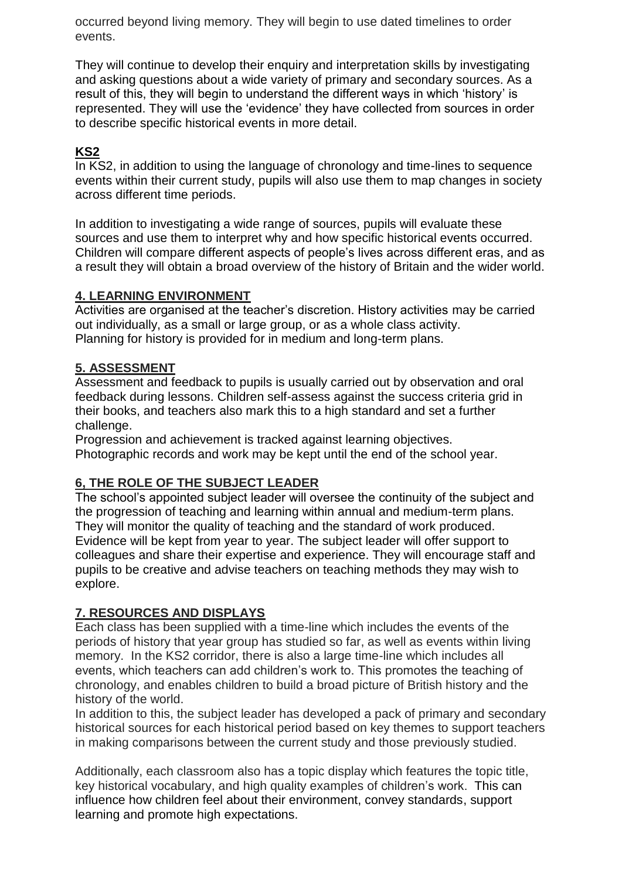occurred beyond living memory. They will begin to use dated timelines to order events.

They will continue to develop their enquiry and interpretation skills by investigating and asking questions about a wide variety of primary and secondary sources. As a result of this, they will begin to understand the different ways in which 'history' is represented. They will use the 'evidence' they have collected from sources in order to describe specific historical events in more detail.

## KS2

In KS2, in addition to using the language of chronology and time-lines to sequence events within their current study, pupils will also use them to map changes in society across different time periods.

In addition to investigating a wide range of sources, pupils will evaluate these sources and use them to interpret why and how specific historical events occurred. Children will compare different aspects of people's lives across different eras, and as a result they will obtain a broad overview of the history of Britain and the wider world.

## 4. LEARNING ENVIRONMENT

Activities are organised at the teacher's discretion. History activities may be carried out individually, as a small or large group, or as a whole class activity.
Planning for history is provided for in medium and long-term plans.

## 5. ASSESSMENT

Assessment and feedback to pupils is usually carried out by observation and oral feedback during lessons. Children self-assess against the success criteria grid in their books, and teachers also mark this to a high standard and set a further challenge.
Progression and achievement is tracked against learning objectives.
Photographic records and work may be kept until the end of the school year.

## 6, THE ROLE OF THE SUBJECT LEADER

The school's appointed subject leader will oversee the continuity of the subject and the progression of teaching and learning within annual and medium-term plans. They will monitor the quality of teaching and the standard of work produced. Evidence will be kept from year to year. The subject leader will offer support to colleagues and share their expertise and experience. They will encourage staff and pupils to be creative and advise teachers on teaching methods they may wish to explore.

## 7. RESOURCES AND DISPLAYS

Each class has been supplied with a time-line which includes the events of the periods of history that year group has studied so far, as well as events within living memory. In the KS2 corridor, there is also a large time-line which includes all events, which teachers can add children's work to. This promotes the teaching of chronology, and enables children to build a broad picture of British history and the history of the world.
In addition to this, the subject leader has developed a pack of primary and secondary historical sources for each historical period based on key themes to support teachers in making comparisons between the current study and those previously studied.

Additionally, each classroom also has a topic display which features the topic title, key historical vocabulary, and high quality examples of children's work. This can influence how children feel about their environment, convey standards, support learning and promote high expectations.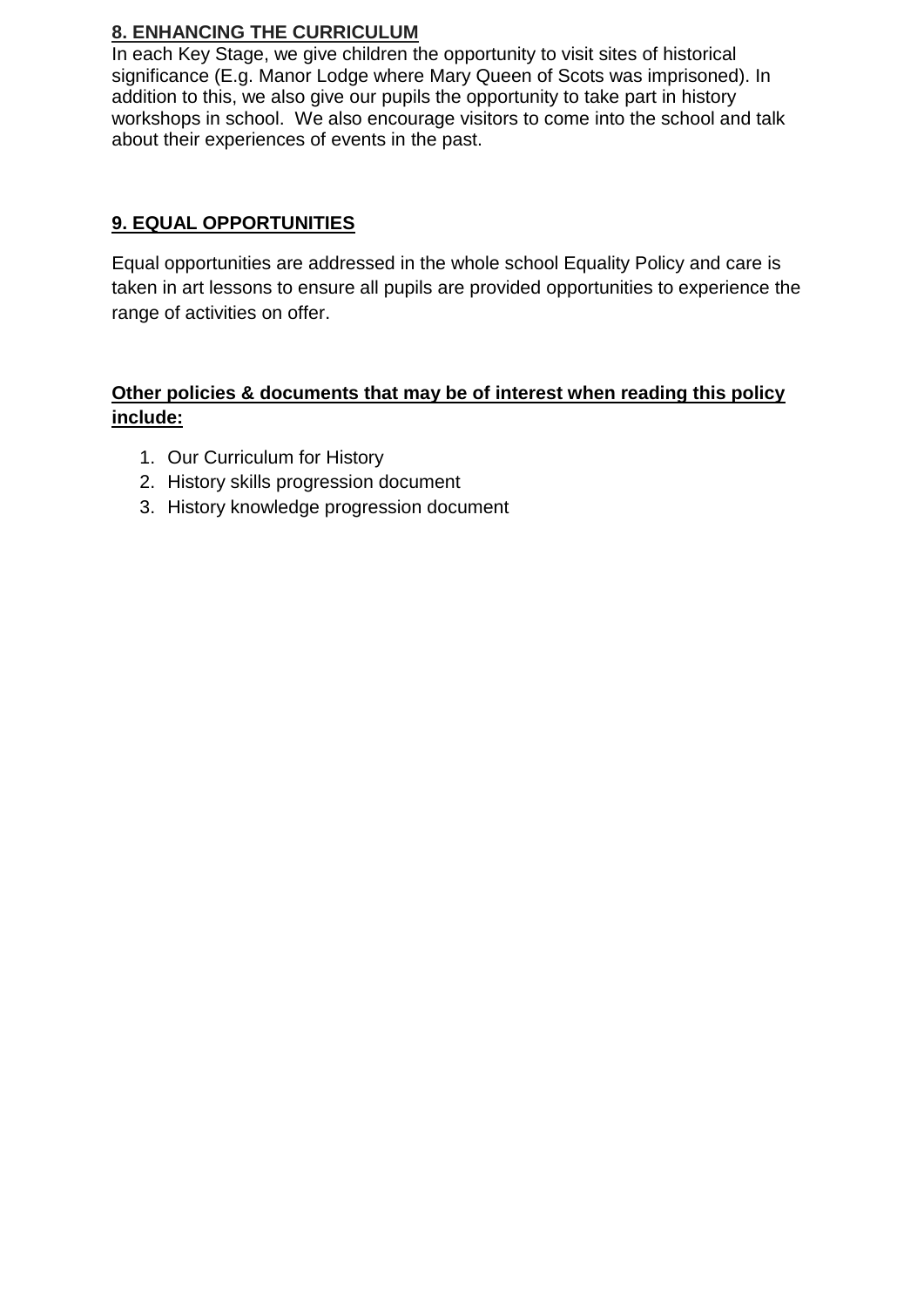## 8. ENHANCING THE CURRICULUM

In each Key Stage, we give children the opportunity to visit sites of historical significance (E.g. Manor Lodge where Mary Queen of Scots was imprisoned). In addition to this, we also give our pupils the opportunity to take part in history workshops in school. We also encourage visitors to come into the school and talk about their experiences of events in the past.

## 9. EQUAL OPPORTUNITIES

Equal opportunities are addressed in the whole school Equality Policy and care is taken in art lessons to ensure all pupils are provided opportunities to experience the range of activities on offer.

**Other policies & documents that may be of interest when reading this policy include:**

1. Our Curriculum for History
2. History skills progression document
3. History knowledge progression document